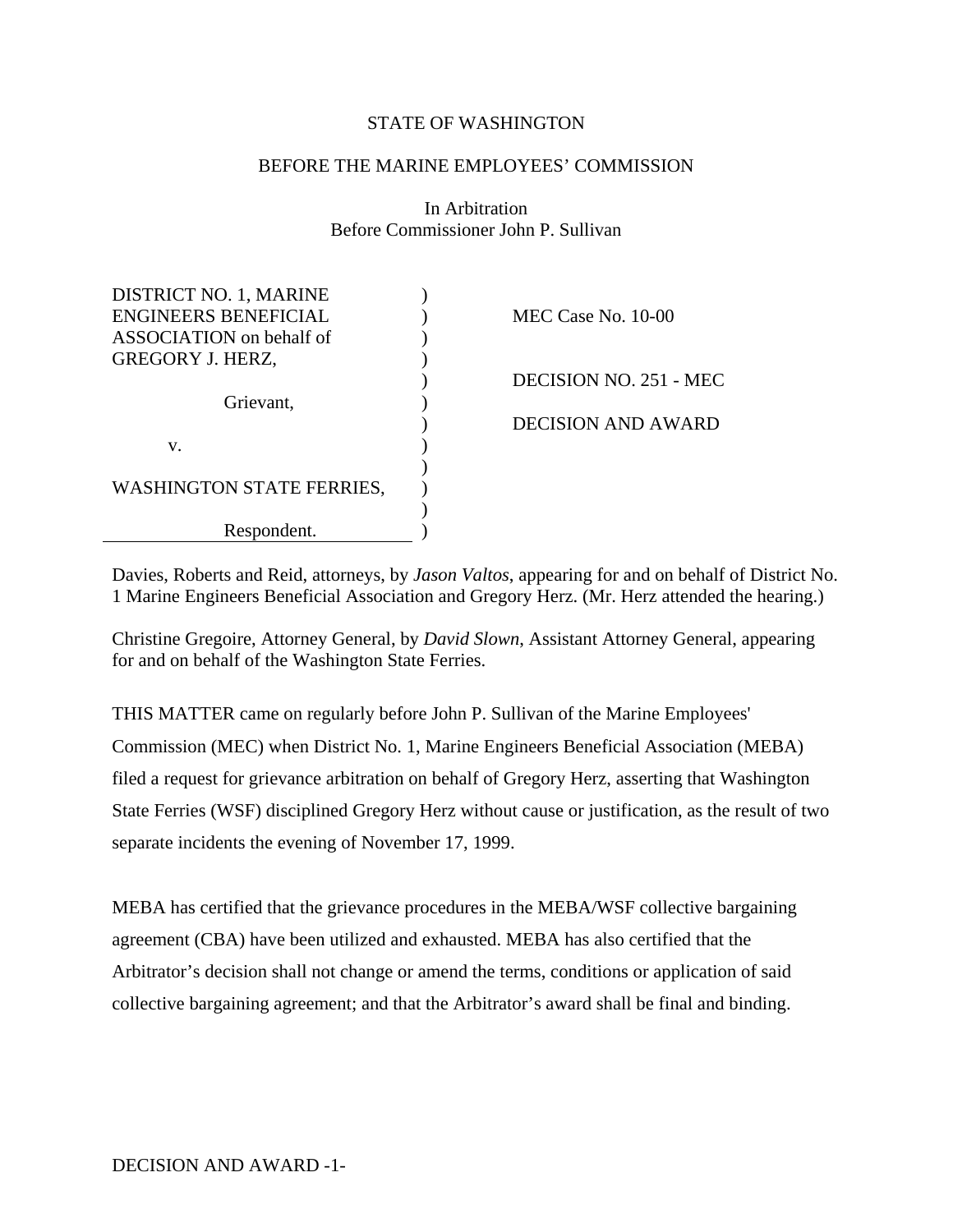STATE OF WASHINGTON

BEFORE THE MARINE EMPLOYEES' COMMISSION

In Arbitration
Before Commissioner John P. Sullivan

| | |
|---|---|
| DISTRICT NO. 1, MARINE ENGINEERS BENEFICIAL ASSOCIATION on behalf of GREGORY J. HERZ, | MEC Case No. 10-00 |
| Grievant, | DECISION NO. 251 - MEC |
| v. | DECISION AND AWARD |
| WASHINGTON STATE FERRIES, | |
| Respondent. | |

Davies, Roberts and Reid, attorneys, by *Jason Valtos*, appearing for and on behalf of District No. 1 Marine Engineers Beneficial Association and Gregory Herz. (Mr. Herz attended the hearing.)

Christine Gregoire, Attorney General, by *David Slown*, Assistant Attorney General, appearing for and on behalf of the Washington State Ferries.

THIS MATTER came on regularly before John P. Sullivan of the Marine Employees' Commission (MEC) when District No. 1, Marine Engineers Beneficial Association (MEBA) filed a request for grievance arbitration on behalf of Gregory Herz, asserting that Washington State Ferries (WSF) disciplined Gregory Herz without cause or justification, as the result of two separate incidents the evening of November 17, 1999.

MEBA has certified that the grievance procedures in the MEBA/WSF collective bargaining agreement (CBA) have been utilized and exhausted. MEBA has also certified that the Arbitrator's decision shall not change or amend the terms, conditions or application of said collective bargaining agreement; and that the Arbitrator's award shall be final and binding.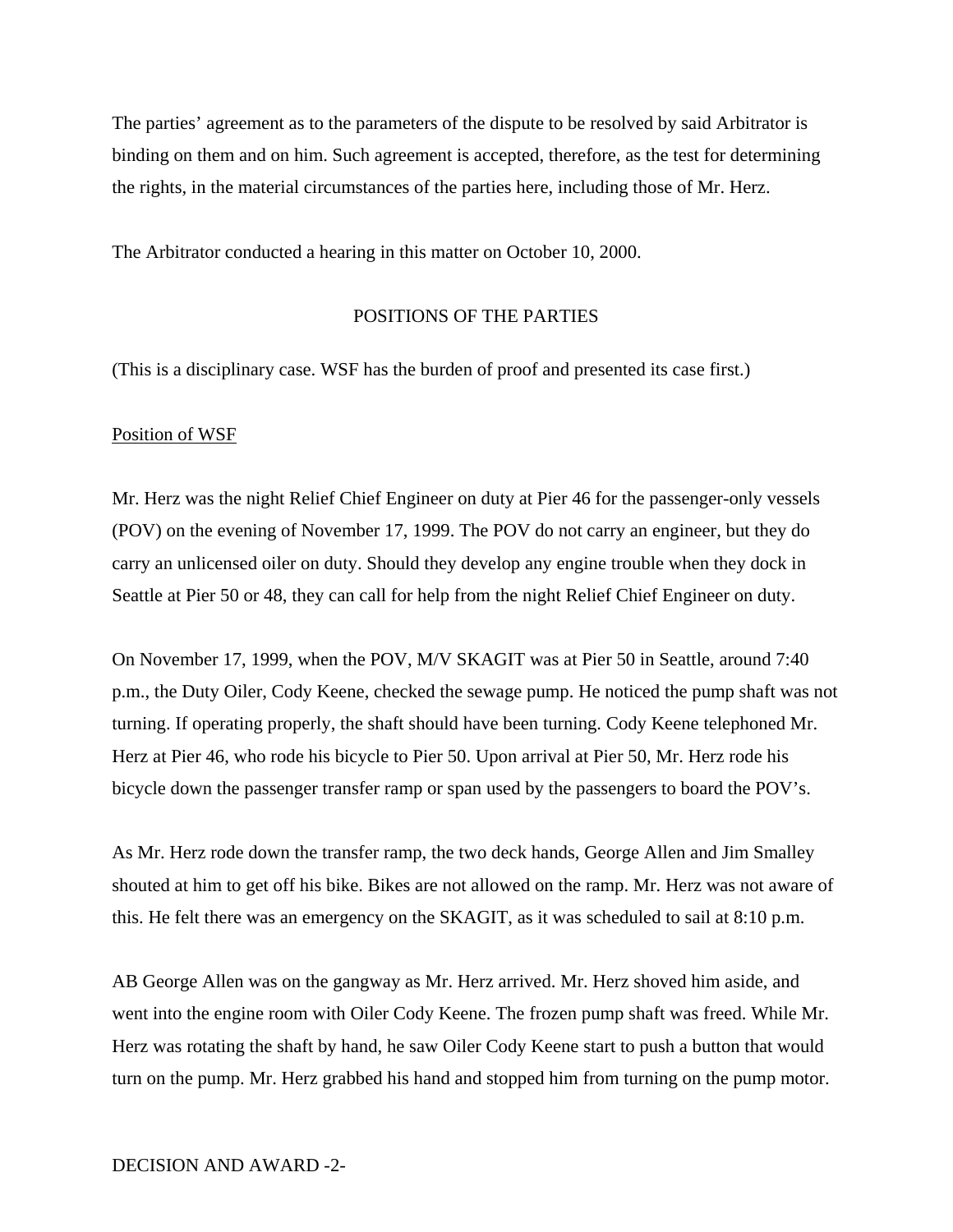The parties' agreement as to the parameters of the dispute to be resolved by said Arbitrator is binding on them and on him. Such agreement is accepted, therefore, as the test for determining the rights, in the material circumstances of the parties here, including those of Mr. Herz.

The Arbitrator conducted a hearing in this matter on October 10, 2000.

## POSITIONS OF THE PARTIES

(This is a disciplinary case. WSF has the burden of proof and presented its case first.)

### Position of WSF

Mr. Herz was the night Relief Chief Engineer on duty at Pier 46 for the passenger-only vessels (POV) on the evening of November 17, 1999. The POV do not carry an engineer, but they do carry an unlicensed oiler on duty. Should they develop any engine trouble when they dock in Seattle at Pier 50 or 48, they can call for help from the night Relief Chief Engineer on duty.

On November 17, 1999, when the POV, M/V SKAGIT was at Pier 50 in Seattle, around 7:40 p.m., the Duty Oiler, Cody Keene, checked the sewage pump. He noticed the pump shaft was not turning. If operating properly, the shaft should have been turning. Cody Keene telephoned Mr. Herz at Pier 46, who rode his bicycle to Pier 50. Upon arrival at Pier 50, Mr. Herz rode his bicycle down the passenger transfer ramp or span used by the passengers to board the POV's.

As Mr. Herz rode down the transfer ramp, the two deck hands, George Allen and Jim Smalley shouted at him to get off his bike. Bikes are not allowed on the ramp. Mr. Herz was not aware of this. He felt there was an emergency on the SKAGIT, as it was scheduled to sail at 8:10 p.m.

AB George Allen was on the gangway as Mr. Herz arrived. Mr. Herz shoved him aside, and went into the engine room with Oiler Cody Keene. The frozen pump shaft was freed. While Mr. Herz was rotating the shaft by hand, he saw Oiler Cody Keene start to push a button that would turn on the pump. Mr. Herz grabbed his hand and stopped him from turning on the pump motor.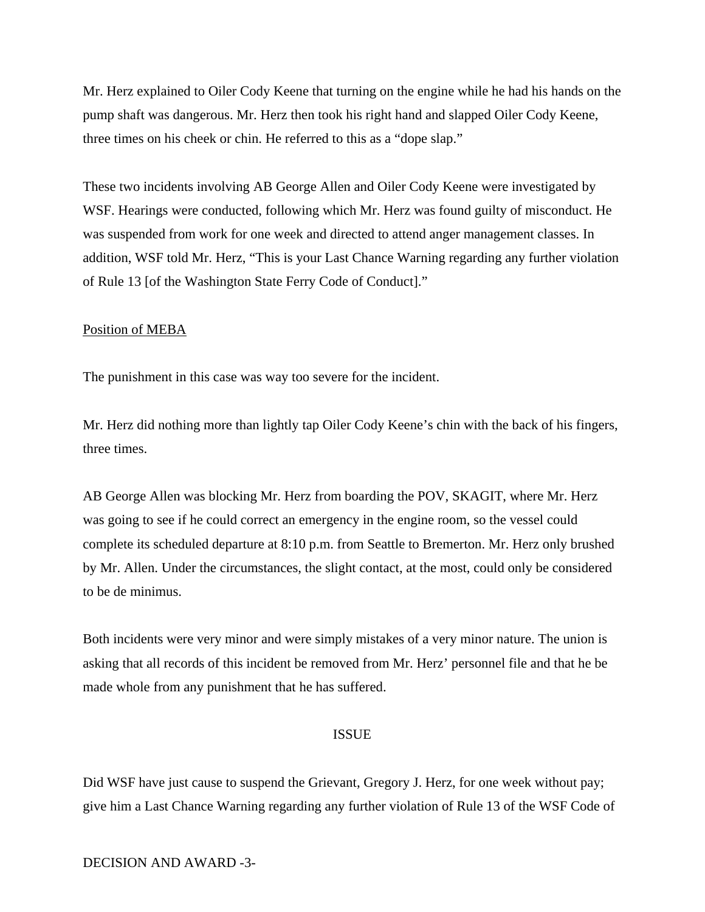Mr. Herz explained to Oiler Cody Keene that turning on the engine while he had his hands on the pump shaft was dangerous. Mr. Herz then took his right hand and slapped Oiler Cody Keene, three times on his cheek or chin. He referred to this as a "dope slap."

These two incidents involving AB George Allen and Oiler Cody Keene were investigated by WSF. Hearings were conducted, following which Mr. Herz was found guilty of misconduct. He was suspended from work for one week and directed to attend anger management classes. In addition, WSF told Mr. Herz, "This is your Last Chance Warning regarding any further violation of Rule 13 [of the Washington State Ferry Code of Conduct]."

<u>Position of MEBA</u>

The punishment in this case was way too severe for the incident.

Mr. Herz did nothing more than lightly tap Oiler Cody Keene's chin with the back of his fingers, three times.

AB George Allen was blocking Mr. Herz from boarding the POV, SKAGIT, where Mr. Herz was going to see if he could correct an emergency in the engine room, so the vessel could complete its scheduled departure at 8:10 p.m. from Seattle to Bremerton. Mr. Herz only brushed by Mr. Allen. Under the circumstances, the slight contact, at the most, could only be considered to be de minimus.

Both incidents were very minor and were simply mistakes of a very minor nature. The union is asking that all records of this incident be removed from Mr. Herz' personnel file and that he be made whole from any punishment that he has suffered.

## ISSUE

Did WSF have just cause to suspend the Grievant, Gregory J. Herz, for one week without pay; give him a Last Chance Warning regarding any further violation of Rule 13 of the WSF Code of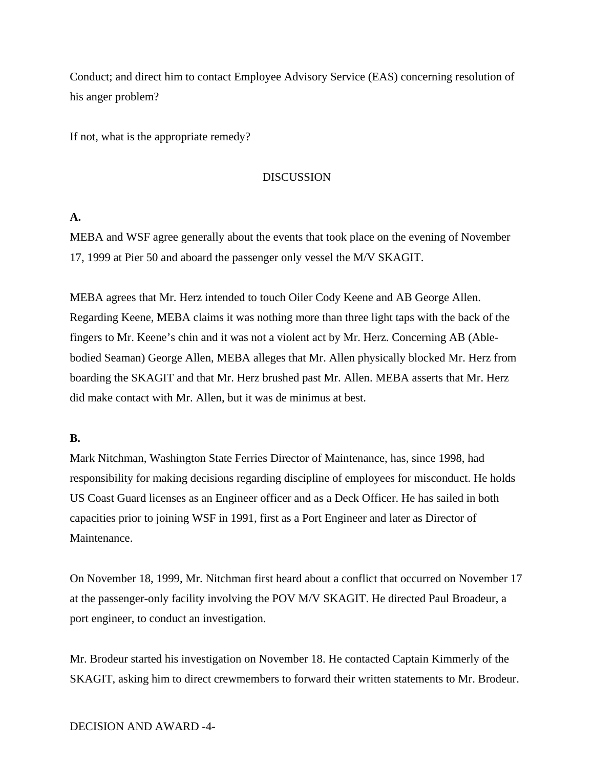Conduct; and direct him to contact Employee Advisory Service (EAS) concerning resolution of his anger problem?

If not, what is the appropriate remedy?

## DISCUSSION

**A.**

MEBA and WSF agree generally about the events that took place on the evening of November 17, 1999 at Pier 50 and aboard the passenger only vessel the M/V SKAGIT.

MEBA agrees that Mr. Herz intended to touch Oiler Cody Keene and AB George Allen. Regarding Keene, MEBA claims it was nothing more than three light taps with the back of the fingers to Mr. Keene's chin and it was not a violent act by Mr. Herz. Concerning AB (Able-bodied Seaman) George Allen, MEBA alleges that Mr. Allen physically blocked Mr. Herz from boarding the SKAGIT and that Mr. Herz brushed past Mr. Allen. MEBA asserts that Mr. Herz did make contact with Mr. Allen, but it was de minimus at best.

**B.**

Mark Nitchman, Washington State Ferries Director of Maintenance, has, since 1998, had responsibility for making decisions regarding discipline of employees for misconduct. He holds US Coast Guard licenses as an Engineer officer and as a Deck Officer. He has sailed in both capacities prior to joining WSF in 1991, first as a Port Engineer and later as Director of Maintenance.

On November 18, 1999, Mr. Nitchman first heard about a conflict that occurred on November 17 at the passenger-only facility involving the POV M/V SKAGIT. He directed Paul Broadeur, a port engineer, to conduct an investigation.

Mr. Brodeur started his investigation on November 18. He contacted Captain Kimmerly of the SKAGIT, asking him to direct crewmembers to forward their written statements to Mr. Brodeur.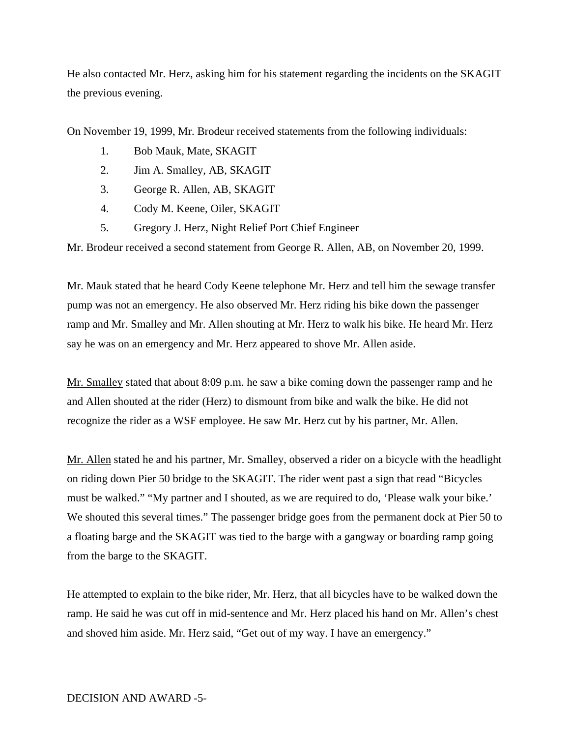He also contacted Mr. Herz, asking him for his statement regarding the incidents on the SKAGIT the previous evening.

On November 19, 1999, Mr. Brodeur received statements from the following individuals:

1. Bob Mauk, Mate, SKAGIT
2. Jim A. Smalley, AB, SKAGIT
3. George R. Allen, AB, SKAGIT
4. Cody M. Keene, Oiler, SKAGIT
5. Gregory J. Herz, Night Relief Port Chief Engineer

Mr. Brodeur received a second statement from George R. Allen, AB, on November 20, 1999.

Mr. Mauk stated that he heard Cody Keene telephone Mr. Herz and tell him the sewage transfer pump was not an emergency. He also observed Mr. Herz riding his bike down the passenger ramp and Mr. Smalley and Mr. Allen shouting at Mr. Herz to walk his bike. He heard Mr. Herz say he was on an emergency and Mr. Herz appeared to shove Mr. Allen aside.

Mr. Smalley stated that about 8:09 p.m. he saw a bike coming down the passenger ramp and he and Allen shouted at the rider (Herz) to dismount from bike and walk the bike. He did not recognize the rider as a WSF employee. He saw Mr. Herz cut by his partner, Mr. Allen.

Mr. Allen stated he and his partner, Mr. Smalley, observed a rider on a bicycle with the headlight on riding down Pier 50 bridge to the SKAGIT. The rider went past a sign that read "Bicycles must be walked." "My partner and I shouted, as we are required to do, 'Please walk your bike.' We shouted this several times." The passenger bridge goes from the permanent dock at Pier 50 to a floating barge and the SKAGIT was tied to the barge with a gangway or boarding ramp going from the barge to the SKAGIT.

He attempted to explain to the bike rider, Mr. Herz, that all bicycles have to be walked down the ramp. He said he was cut off in mid-sentence and Mr. Herz placed his hand on Mr. Allen's chest and shoved him aside. Mr. Herz said, "Get out of my way. I have an emergency."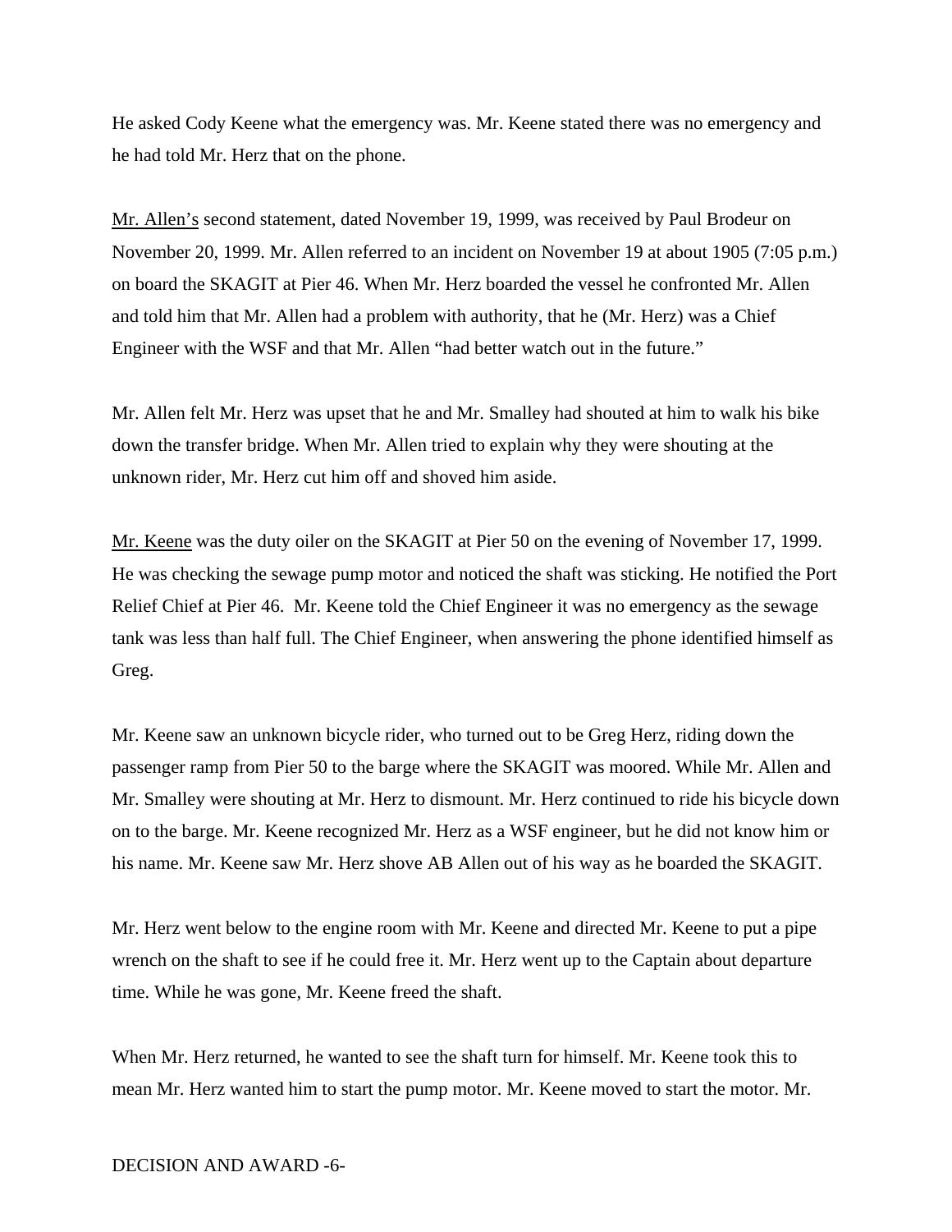He asked Cody Keene what the emergency was. Mr. Keene stated there was no emergency and he had told Mr. Herz that on the phone.

<u>Mr. Allen's</u> second statement, dated November 19, 1999, was received by Paul Brodeur on November 20, 1999. Mr. Allen referred to an incident on November 19 at about 1905 (7:05 p.m.) on board the SKAGIT at Pier 46. When Mr. Herz boarded the vessel he confronted Mr. Allen and told him that Mr. Allen had a problem with authority, that he (Mr. Herz) was a Chief Engineer with the WSF and that Mr. Allen "had better watch out in the future."

Mr. Allen felt Mr. Herz was upset that he and Mr. Smalley had shouted at him to walk his bike down the transfer bridge. When Mr. Allen tried to explain why they were shouting at the unknown rider, Mr. Herz cut him off and shoved him aside.

<u>Mr. Keene</u> was the duty oiler on the SKAGIT at Pier 50 on the evening of November 17, 1999. He was checking the sewage pump motor and noticed the shaft was sticking. He notified the Port Relief Chief at Pier 46. Mr. Keene told the Chief Engineer it was no emergency as the sewage tank was less than half full. The Chief Engineer, when answering the phone identified himself as Greg.

Mr. Keene saw an unknown bicycle rider, who turned out to be Greg Herz, riding down the passenger ramp from Pier 50 to the barge where the SKAGIT was moored. While Mr. Allen and Mr. Smalley were shouting at Mr. Herz to dismount. Mr. Herz continued to ride his bicycle down on to the barge. Mr. Keene recognized Mr. Herz as a WSF engineer, but he did not know him or his name. Mr. Keene saw Mr. Herz shove AB Allen out of his way as he boarded the SKAGIT.

Mr. Herz went below to the engine room with Mr. Keene and directed Mr. Keene to put a pipe wrench on the shaft to see if he could free it. Mr. Herz went up to the Captain about departure time. While he was gone, Mr. Keene freed the shaft.

When Mr. Herz returned, he wanted to see the shaft turn for himself. Mr. Keene took this to mean Mr. Herz wanted him to start the pump motor. Mr. Keene moved to start the motor. Mr.

DECISION AND AWARD -6-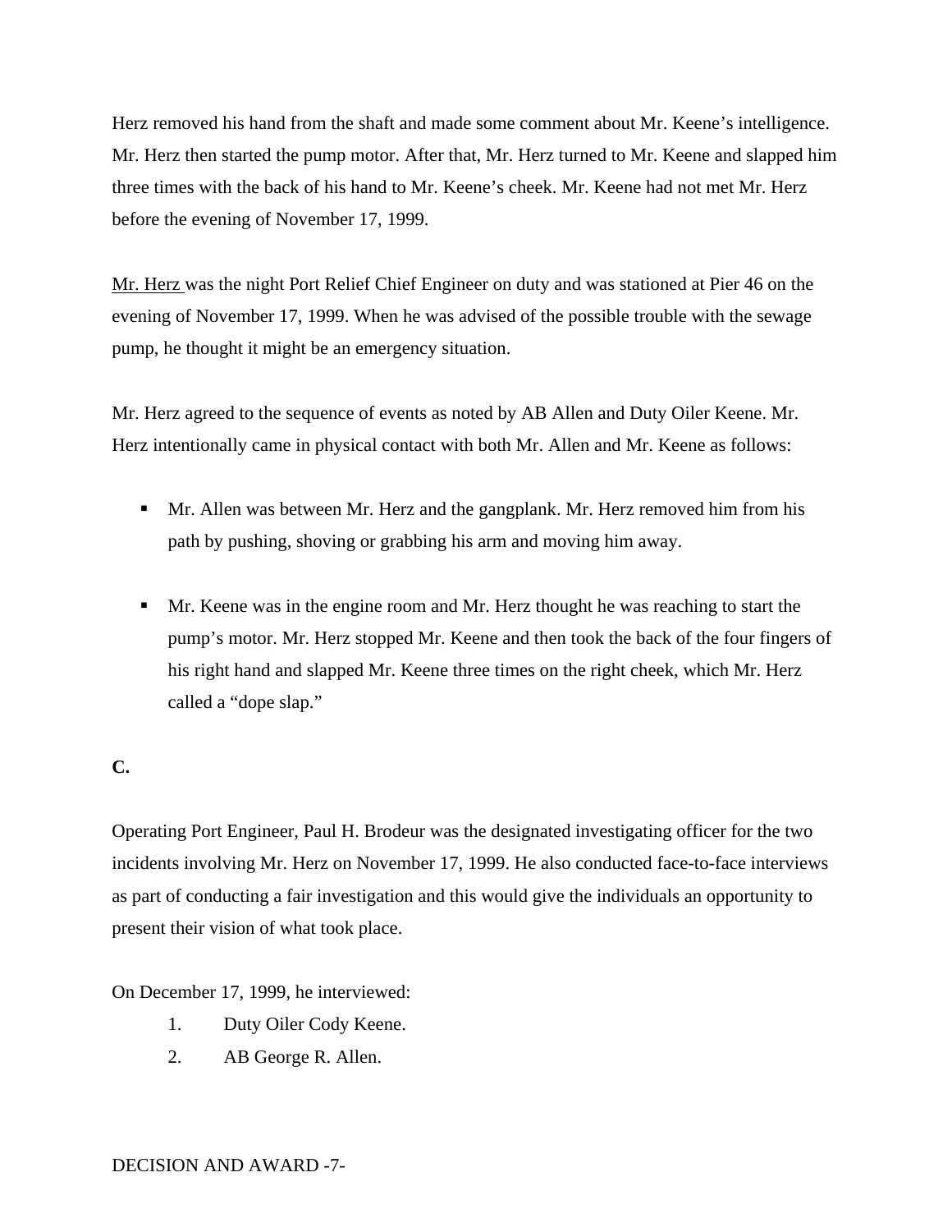Herz removed his hand from the shaft and made some comment about Mr. Keene's intelligence. Mr. Herz then started the pump motor. After that, Mr. Herz turned to Mr. Keene and slapped him three times with the back of his hand to Mr. Keene's cheek. Mr. Keene had not met Mr. Herz before the evening of November 17, 1999.

Mr. Herz was the night Port Relief Chief Engineer on duty and was stationed at Pier 46 on the evening of November 17, 1999. When he was advised of the possible trouble with the sewage pump, he thought it might be an emergency situation.

Mr. Herz agreed to the sequence of events as noted by AB Allen and Duty Oiler Keene. Mr. Herz intentionally came in physical contact with both Mr. Allen and Mr. Keene as follows:

- Mr. Allen was between Mr. Herz and the gangplank. Mr. Herz removed him from his path by pushing, shoving or grabbing his arm and moving him away.
- Mr. Keene was in the engine room and Mr. Herz thought he was reaching to start the pump's motor. Mr. Herz stopped Mr. Keene and then took the back of the four fingers of his right hand and slapped Mr. Keene three times on the right cheek, which Mr. Herz called a "dope slap."

**C.**

Operating Port Engineer, Paul H. Brodeur was the designated investigating officer for the two incidents involving Mr. Herz on November 17, 1999. He also conducted face-to-face interviews as part of conducting a fair investigation and this would give the individuals an opportunity to present their vision of what took place.

On December 17, 1999, he interviewed:

1. Duty Oiler Cody Keene.
2. AB George R. Allen.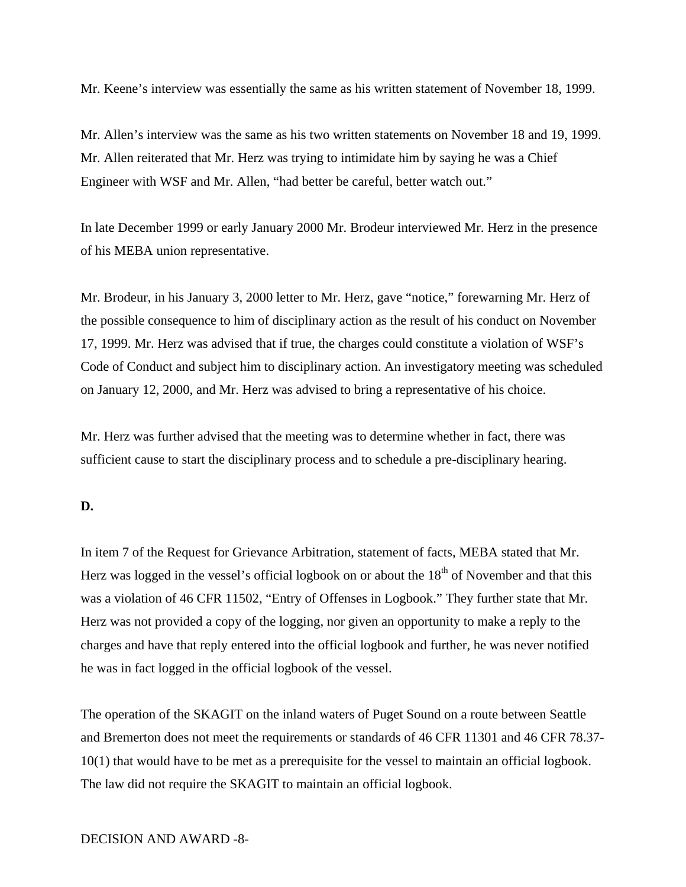Mr. Keene's interview was essentially the same as his written statement of November 18, 1999.

Mr. Allen's interview was the same as his two written statements on November 18 and 19, 1999. Mr. Allen reiterated that Mr. Herz was trying to intimidate him by saying he was a Chief Engineer with WSF and Mr. Allen, "had better be careful, better watch out."

In late December 1999 or early January 2000 Mr. Brodeur interviewed Mr. Herz in the presence of his MEBA union representative.

Mr. Brodeur, in his January 3, 2000 letter to Mr. Herz, gave "notice," forewarning Mr. Herz of the possible consequence to him of disciplinary action as the result of his conduct on November 17, 1999. Mr. Herz was advised that if true, the charges could constitute a violation of WSF's Code of Conduct and subject him to disciplinary action. An investigatory meeting was scheduled on January 12, 2000, and Mr. Herz was advised to bring a representative of his choice.

Mr. Herz was further advised that the meeting was to determine whether in fact, there was sufficient cause to start the disciplinary process and to schedule a pre-disciplinary hearing.

**D.**

In item 7 of the Request for Grievance Arbitration, statement of facts, MEBA stated that Mr. Herz was logged in the vessel's official logbook on or about the 18th of November and that this was a violation of 46 CFR 11502, "Entry of Offenses in Logbook." They further state that Mr. Herz was not provided a copy of the logging, nor given an opportunity to make a reply to the charges and have that reply entered into the official logbook and further, he was never notified he was in fact logged in the official logbook of the vessel.

The operation of the SKAGIT on the inland waters of Puget Sound on a route between Seattle and Bremerton does not meet the requirements or standards of 46 CFR 11301 and 46 CFR 78.37-10(1) that would have to be met as a prerequisite for the vessel to maintain an official logbook. The law did not require the SKAGIT to maintain an official logbook.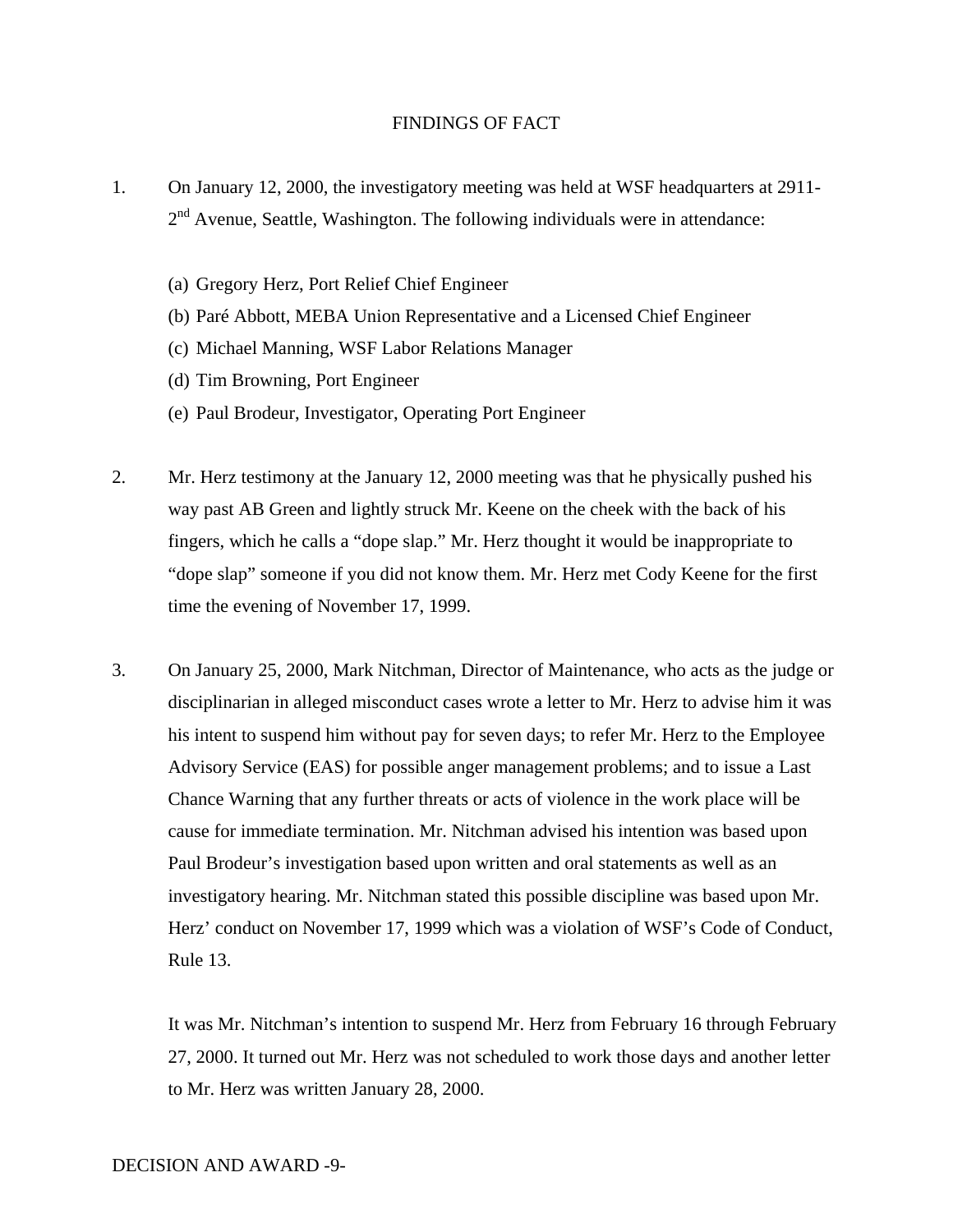## FINDINGS OF FACT

1. On January 12, 2000, the investigatory meeting was held at WSF headquarters at 2911-2nd Avenue, Seattle, Washington. The following individuals were in attendance:

   (a) Gregory Herz, Port Relief Chief Engineer
   (b) Paré Abbott, MEBA Union Representative and a Licensed Chief Engineer
   (c) Michael Manning, WSF Labor Relations Manager
   (d) Tim Browning, Port Engineer
   (e) Paul Brodeur, Investigator, Operating Port Engineer

2. Mr. Herz testimony at the January 12, 2000 meeting was that he physically pushed his way past AB Green and lightly struck Mr. Keene on the cheek with the back of his fingers, which he calls a "dope slap." Mr. Herz thought it would be inappropriate to "dope slap" someone if you did not know them. Mr. Herz met Cody Keene for the first time the evening of November 17, 1999.

3. On January 25, 2000, Mark Nitchman, Director of Maintenance, who acts as the judge or disciplinarian in alleged misconduct cases wrote a letter to Mr. Herz to advise him it was his intent to suspend him without pay for seven days; to refer Mr. Herz to the Employee Advisory Service (EAS) for possible anger management problems; and to issue a Last Chance Warning that any further threats or acts of violence in the work place will be cause for immediate termination. Mr. Nitchman advised his intention was based upon Paul Brodeur's investigation based upon written and oral statements as well as an investigatory hearing. Mr. Nitchman stated this possible discipline was based upon Mr. Herz' conduct on November 17, 1999 which was a violation of WSF's Code of Conduct, Rule 13.

   It was Mr. Nitchman's intention to suspend Mr. Herz from February 16 through February 27, 2000. It turned out Mr. Herz was not scheduled to work those days and another letter to Mr. Herz was written January 28, 2000.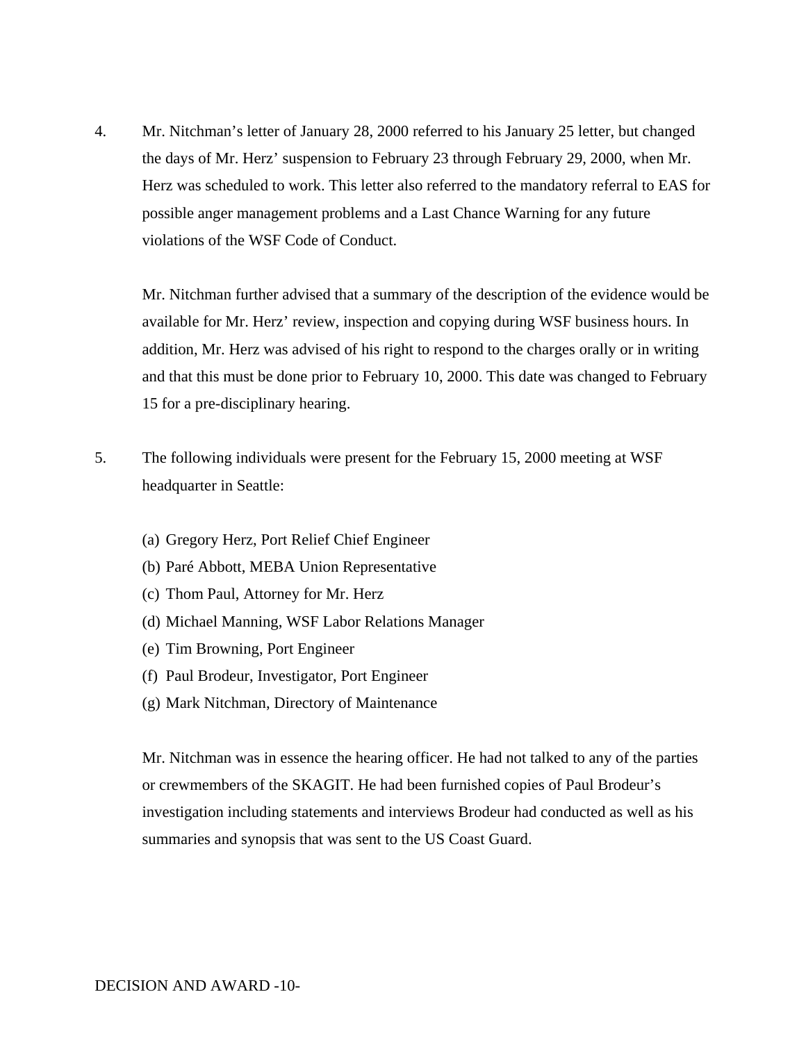4. Mr. Nitchman's letter of January 28, 2000 referred to his January 25 letter, but changed the days of Mr. Herz' suspension to February 23 through February 29, 2000, when Mr. Herz was scheduled to work. This letter also referred to the mandatory referral to EAS for possible anger management problems and a Last Chance Warning for any future violations of the WSF Code of Conduct.

   Mr. Nitchman further advised that a summary of the description of the evidence would be available for Mr. Herz' review, inspection and copying during WSF business hours. In addition, Mr. Herz was advised of his right to respond to the charges orally or in writing and that this must be done prior to February 10, 2000. This date was changed to February 15 for a pre-disciplinary hearing.

5. The following individuals were present for the February 15, 2000 meeting at WSF headquarter in Seattle:

   (a) Gregory Herz, Port Relief Chief Engineer
   (b) Paré Abbott, MEBA Union Representative
   (c) Thom Paul, Attorney for Mr. Herz
   (d) Michael Manning, WSF Labor Relations Manager
   (e) Tim Browning, Port Engineer
   (f) Paul Brodeur, Investigator, Port Engineer
   (g) Mark Nitchman, Directory of Maintenance

   Mr. Nitchman was in essence the hearing officer. He had not talked to any of the parties or crewmembers of the SKAGIT. He had been furnished copies of Paul Brodeur's investigation including statements and interviews Brodeur had conducted as well as his summaries and synopsis that was sent to the US Coast Guard.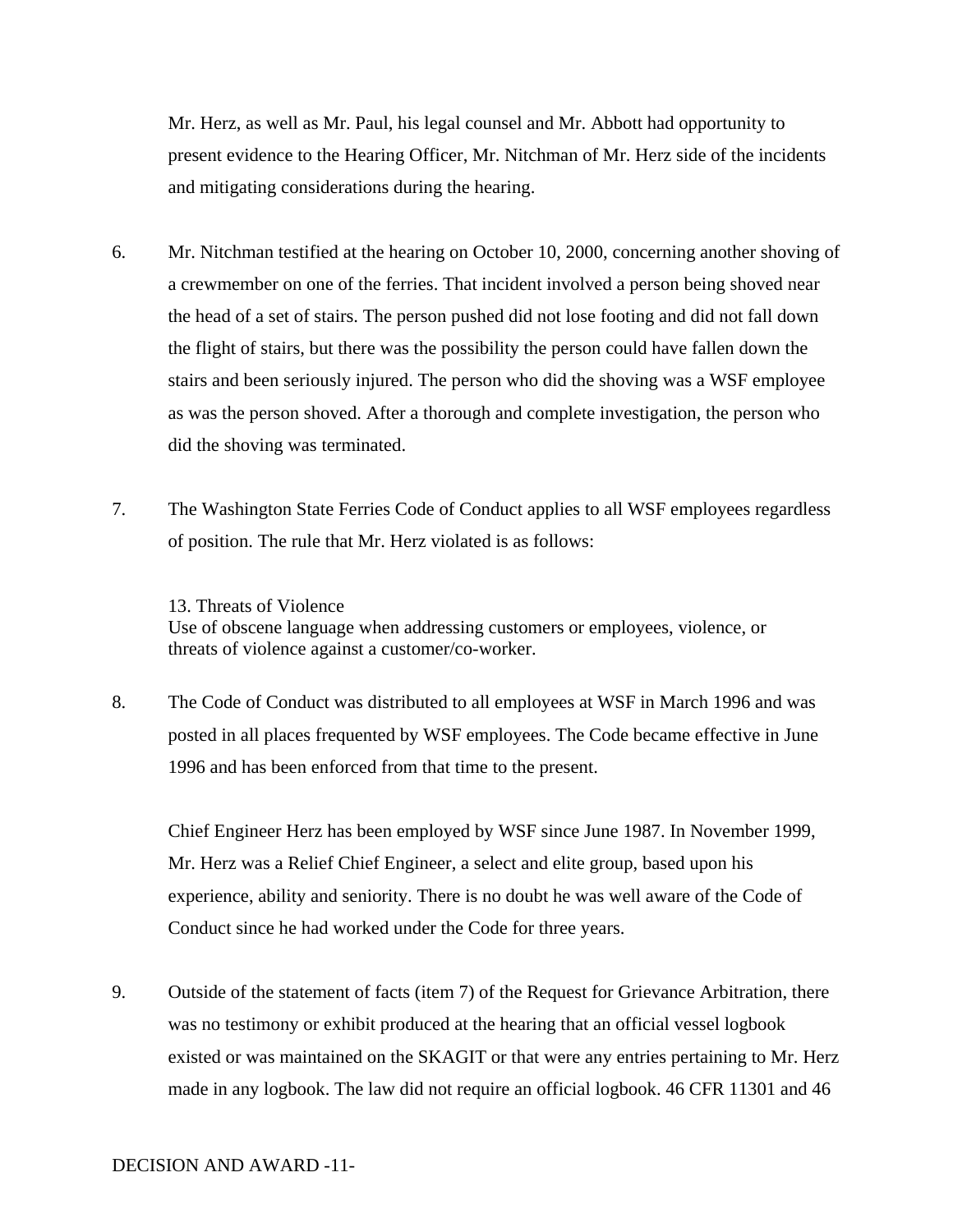Mr. Herz, as well as Mr. Paul, his legal counsel and Mr. Abbott had opportunity to present evidence to the Hearing Officer, Mr. Nitchman of Mr. Herz side of the incidents and mitigating considerations during the hearing.

6. Mr. Nitchman testified at the hearing on October 10, 2000, concerning another shoving of a crewmember on one of the ferries. That incident involved a person being shoved near the head of a set of stairs. The person pushed did not lose footing and did not fall down the flight of stairs, but there was the possibility the person could have fallen down the stairs and been seriously injured. The person who did the shoving was a WSF employee as was the person shoved. After a thorough and complete investigation, the person who did the shoving was terminated.

7. The Washington State Ferries Code of Conduct applies to all WSF employees regardless of position. The rule that Mr. Herz violated is as follows:

   13. Threats of Violence
   Use of obscene language when addressing customers or employees, violence, or threats of violence against a customer/co-worker.

8. The Code of Conduct was distributed to all employees at WSF in March 1996 and was posted in all places frequented by WSF employees. The Code became effective in June 1996 and has been enforced from that time to the present.

   Chief Engineer Herz has been employed by WSF since June 1987. In November 1999, Mr. Herz was a Relief Chief Engineer, a select and elite group, based upon his experience, ability and seniority. There is no doubt he was well aware of the Code of Conduct since he had worked under the Code for three years.

9. Outside of the statement of facts (item 7) of the Request for Grievance Arbitration, there was no testimony or exhibit produced at the hearing that an official vessel logbook existed or was maintained on the SKAGIT or that were any entries pertaining to Mr. Herz made in any logbook. The law did not require an official logbook. 46 CFR 11301 and 46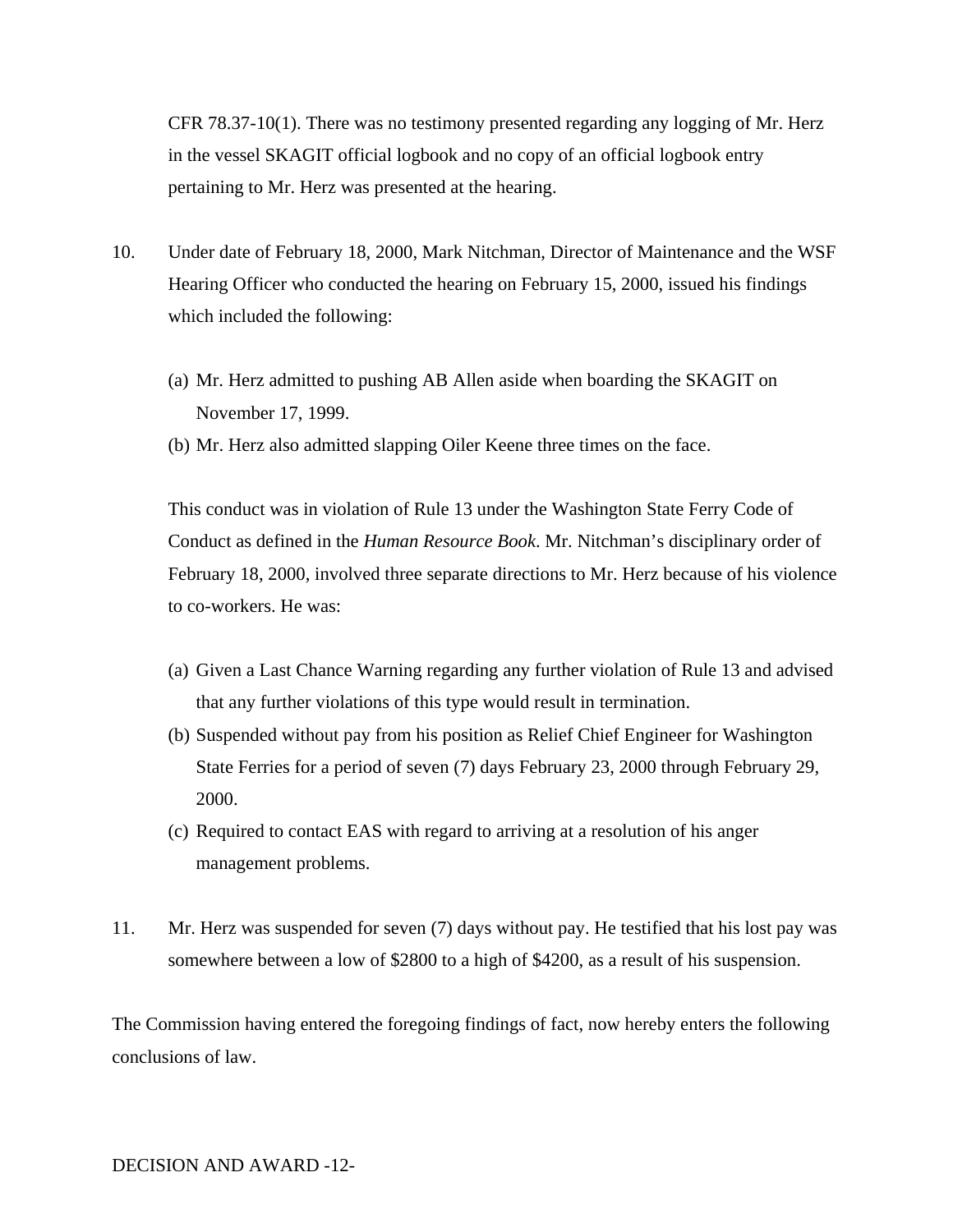CFR 78.37-10(1). There was no testimony presented regarding any logging of Mr. Herz in the vessel SKAGIT official logbook and no copy of an official logbook entry pertaining to Mr. Herz was presented at the hearing.

10. Under date of February 18, 2000, Mark Nitchman, Director of Maintenance and the WSF Hearing Officer who conducted the hearing on February 15, 2000, issued his findings which included the following:

    (a) Mr. Herz admitted to pushing AB Allen aside when boarding the SKAGIT on November 17, 1999.
    (b) Mr. Herz also admitted slapping Oiler Keene three times on the face.

    This conduct was in violation of Rule 13 under the Washington State Ferry Code of Conduct as defined in the *Human Resource Book*. Mr. Nitchman's disciplinary order of February 18, 2000, involved three separate directions to Mr. Herz because of his violence to co-workers. He was:

    (a) Given a Last Chance Warning regarding any further violation of Rule 13 and advised that any further violations of this type would result in termination.
    (b) Suspended without pay from his position as Relief Chief Engineer for Washington State Ferries for a period of seven (7) days February 23, 2000 through February 29, 2000.
    (c) Required to contact EAS with regard to arriving at a resolution of his anger management problems.

11. Mr. Herz was suspended for seven (7) days without pay. He testified that his lost pay was somewhere between a low of $2800 to a high of $4200, as a result of his suspension.

The Commission having entered the foregoing findings of fact, now hereby enters the following conclusions of law.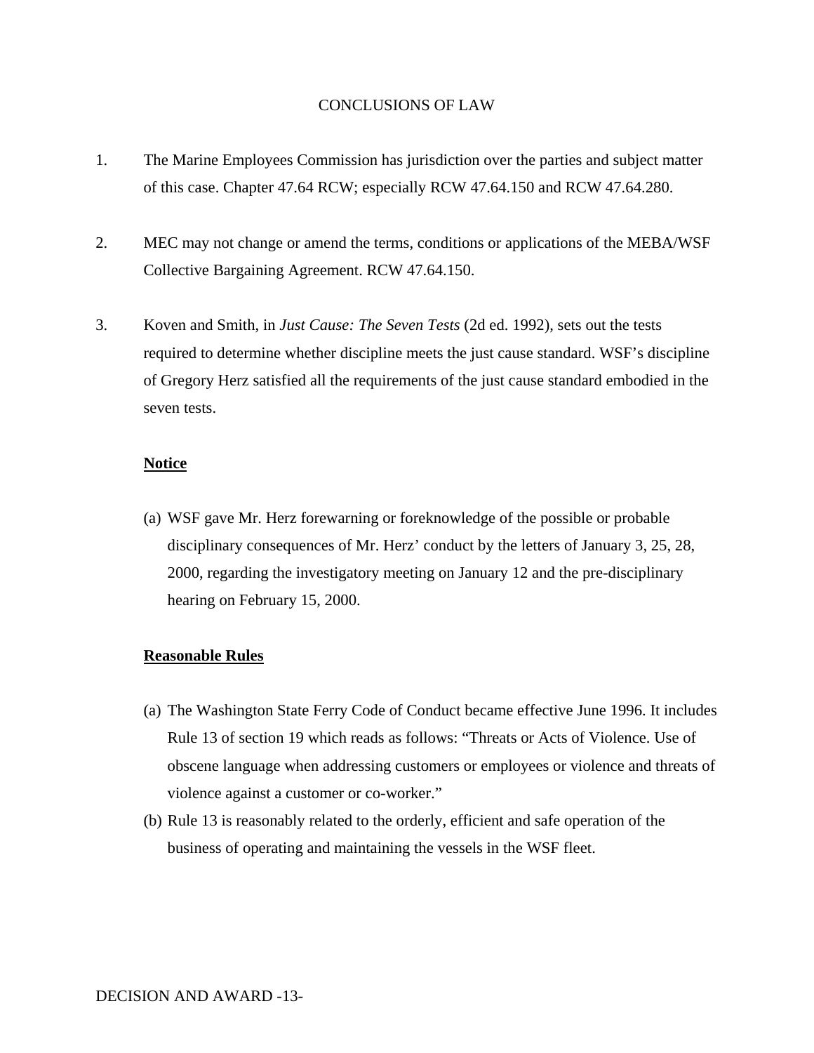## CONCLUSIONS OF LAW

1. The Marine Employees Commission has jurisdiction over the parties and subject matter of this case. Chapter 47.64 RCW; especially RCW 47.64.150 and RCW 47.64.280.

2. MEC may not change or amend the terms, conditions or applications of the MEBA/WSF Collective Bargaining Agreement. RCW 47.64.150.

3. Koven and Smith, in *Just Cause: The Seven Tests* (2d ed. 1992), sets out the tests required to determine whether discipline meets the just cause standard. WSF's discipline of Gregory Herz satisfied all the requirements of the just cause standard embodied in the seven tests.

   **Notice**

   (a) WSF gave Mr. Herz forewarning or foreknowledge of the possible or probable disciplinary consequences of Mr. Herz' conduct by the letters of January 3, 25, 28, 2000, regarding the investigatory meeting on January 12 and the pre-disciplinary hearing on February 15, 2000.

   **Reasonable Rules**

   (a) The Washington State Ferry Code of Conduct became effective June 1996. It includes Rule 13 of section 19 which reads as follows: "Threats or Acts of Violence. Use of obscene language when addressing customers or employees or violence and threats of violence against a customer or co-worker."

   (b) Rule 13 is reasonably related to the orderly, efficient and safe operation of the business of operating and maintaining the vessels in the WSF fleet.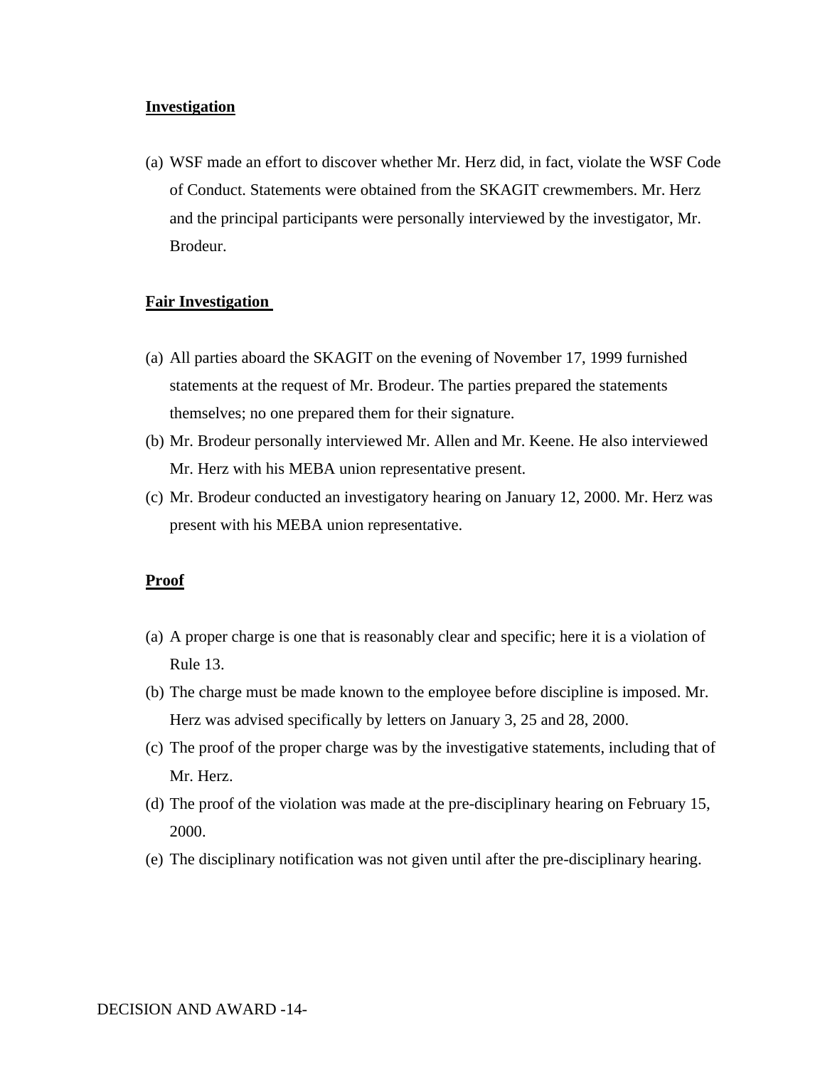**Investigation**

(a) WSF made an effort to discover whether Mr. Herz did, in fact, violate the WSF Code of Conduct. Statements were obtained from the SKAGIT crewmembers. Mr. Herz and the principal participants were personally interviewed by the investigator, Mr. Brodeur.

**Fair Investigation**

(a) All parties aboard the SKAGIT on the evening of November 17, 1999 furnished statements at the request of Mr. Brodeur. The parties prepared the statements themselves; no one prepared them for their signature.
(b) Mr. Brodeur personally interviewed Mr. Allen and Mr. Keene. He also interviewed Mr. Herz with his MEBA union representative present.
(c) Mr. Brodeur conducted an investigatory hearing on January 12, 2000. Mr. Herz was present with his MEBA union representative.

**Proof**

(a) A proper charge is one that is reasonably clear and specific; here it is a violation of Rule 13.
(b) The charge must be made known to the employee before discipline is imposed. Mr. Herz was advised specifically by letters on January 3, 25 and 28, 2000.
(c) The proof of the proper charge was by the investigative statements, including that of Mr. Herz.
(d) The proof of the violation was made at the pre-disciplinary hearing on February 15, 2000.
(e) The disciplinary notification was not given until after the pre-disciplinary hearing.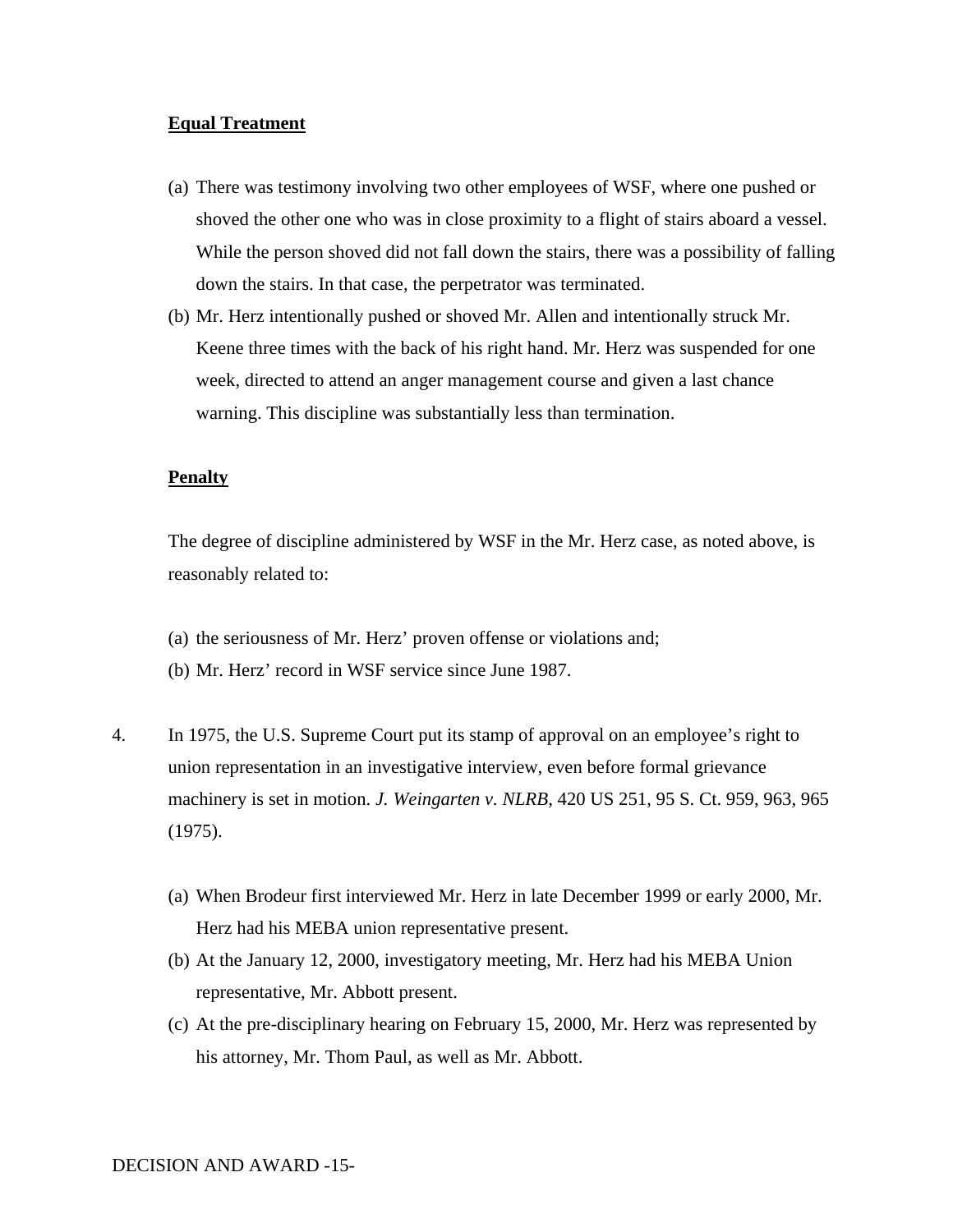**Equal Treatment**

(a) There was testimony involving two other employees of WSF, where one pushed or shoved the other one who was in close proximity to a flight of stairs aboard a vessel. While the person shoved did not fall down the stairs, there was a possibility of falling down the stairs. In that case, the perpetrator was terminated.

(b) Mr. Herz intentionally pushed or shoved Mr. Allen and intentionally struck Mr. Keene three times with the back of his right hand. Mr. Herz was suspended for one week, directed to attend an anger management course and given a last chance warning. This discipline was substantially less than termination.

**Penalty**

The degree of discipline administered by WSF in the Mr. Herz case, as noted above, is reasonably related to:

(a) the seriousness of Mr. Herz' proven offense or violations and;

(b) Mr. Herz' record in WSF service since June 1987.

4. In 1975, the U.S. Supreme Court put its stamp of approval on an employee's right to union representation in an investigative interview, even before formal grievance machinery is set in motion. *J. Weingarten v. NLRB*, 420 US 251, 95 S. Ct. 959, 963, 965 (1975).

   (a) When Brodeur first interviewed Mr. Herz in late December 1999 or early 2000, Mr. Herz had his MEBA union representative present.

   (b) At the January 12, 2000, investigatory meeting, Mr. Herz had his MEBA Union representative, Mr. Abbott present.

   (c) At the pre-disciplinary hearing on February 15, 2000, Mr. Herz was represented by his attorney, Mr. Thom Paul, as well as Mr. Abbott.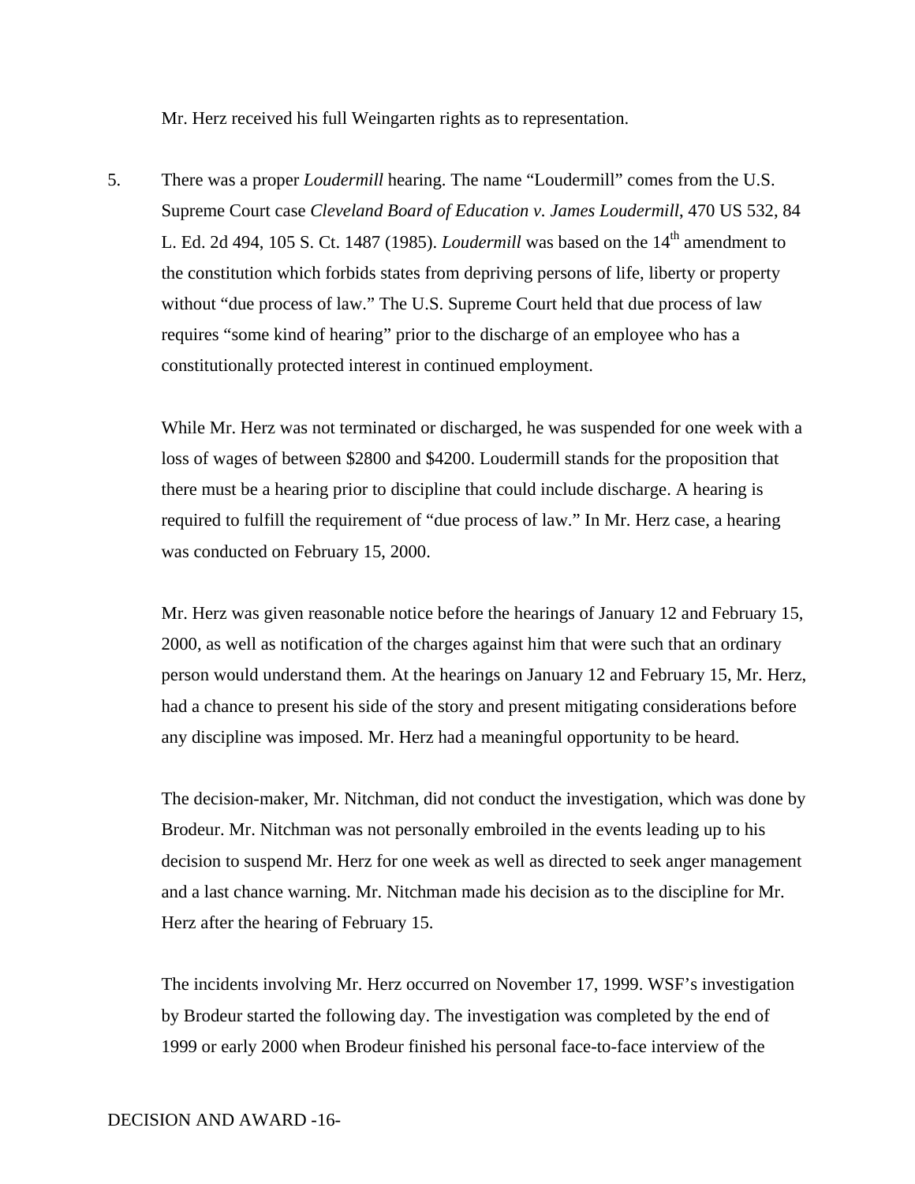Mr. Herz received his full Weingarten rights as to representation.

5. There was a proper *Loudermill* hearing. The name "Loudermill" comes from the U.S. Supreme Court case *Cleveland Board of Education v. James Loudermill*, 470 US 532, 84 L. Ed. 2d 494, 105 S. Ct. 1487 (1985). *Loudermill* was based on the 14th amendment to the constitution which forbids states from depriving persons of life, liberty or property without "due process of law." The U.S. Supreme Court held that due process of law requires "some kind of hearing" prior to the discharge of an employee who has a constitutionally protected interest in continued employment.

   While Mr. Herz was not terminated or discharged, he was suspended for one week with a loss of wages of between $2800 and $4200. Loudermill stands for the proposition that there must be a hearing prior to discipline that could include discharge. A hearing is required to fulfill the requirement of "due process of law." In Mr. Herz case, a hearing was conducted on February 15, 2000.

   Mr. Herz was given reasonable notice before the hearings of January 12 and February 15, 2000, as well as notification of the charges against him that were such that an ordinary person would understand them. At the hearings on January 12 and February 15, Mr. Herz, had a chance to present his side of the story and present mitigating considerations before any discipline was imposed. Mr. Herz had a meaningful opportunity to be heard.

   The decision-maker, Mr. Nitchman, did not conduct the investigation, which was done by Brodeur. Mr. Nitchman was not personally embroiled in the events leading up to his decision to suspend Mr. Herz for one week as well as directed to seek anger management and a last chance warning. Mr. Nitchman made his decision as to the discipline for Mr. Herz after the hearing of February 15.

   The incidents involving Mr. Herz occurred on November 17, 1999. WSF's investigation by Brodeur started the following day. The investigation was completed by the end of 1999 or early 2000 when Brodeur finished his personal face-to-face interview of the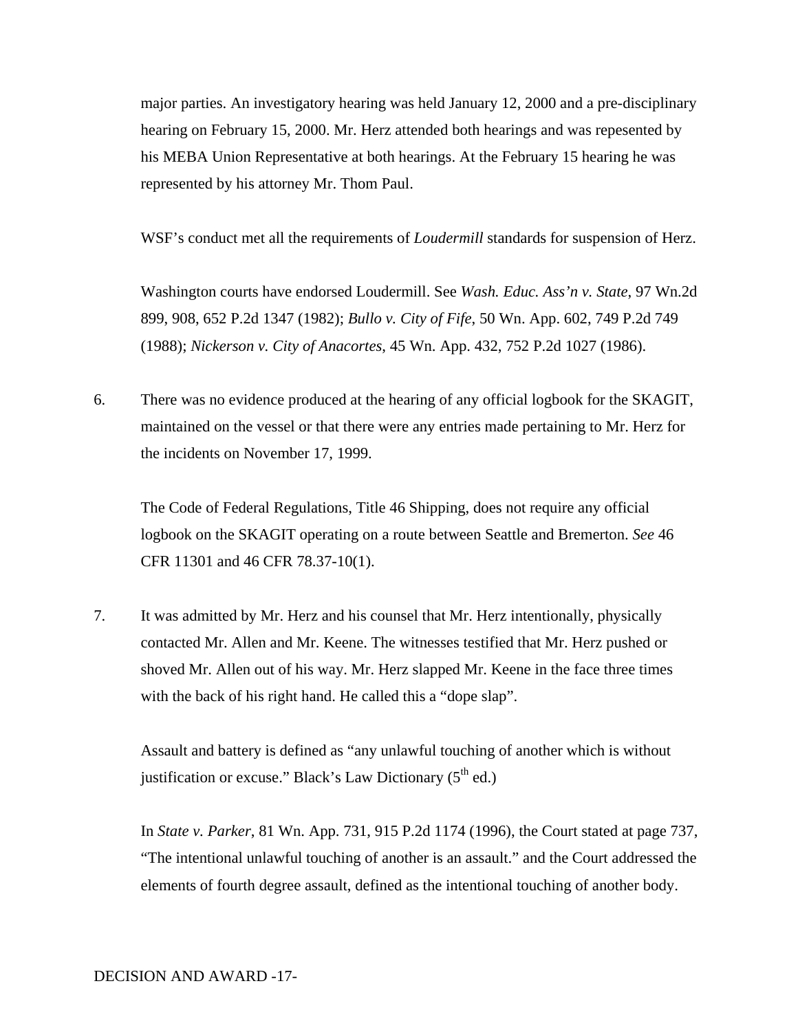major parties. An investigatory hearing was held January 12, 2000 and a pre-disciplinary hearing on February 15, 2000. Mr. Herz attended both hearings and was repesented by his MEBA Union Representative at both hearings. At the February 15 hearing he was represented by his attorney Mr. Thom Paul.

WSF's conduct met all the requirements of *Loudermill* standards for suspension of Herz.

Washington courts have endorsed Loudermill. See *Wash. Educ. Ass'n v. State*, 97 Wn.2d 899, 908, 652 P.2d 1347 (1982); *Bullo v. City of Fife*, 50 Wn. App. 602, 749 P.2d 749 (1988); *Nickerson v. City of Anacortes*, 45 Wn. App. 432, 752 P.2d 1027 (1986).

6. There was no evidence produced at the hearing of any official logbook for the SKAGIT, maintained on the vessel or that there were any entries made pertaining to Mr. Herz for the incidents on November 17, 1999.

   The Code of Federal Regulations, Title 46 Shipping, does not require any official logbook on the SKAGIT operating on a route between Seattle and Bremerton. *See* 46 CFR 11301 and 46 CFR 78.37-10(1).

7. It was admitted by Mr. Herz and his counsel that Mr. Herz intentionally, physically contacted Mr. Allen and Mr. Keene. The witnesses testified that Mr. Herz pushed or shoved Mr. Allen out of his way. Mr. Herz slapped Mr. Keene in the face three times with the back of his right hand. He called this a "dope slap".

   Assault and battery is defined as "any unlawful touching of another which is without justification or excuse." Black's Law Dictionary (5th ed.)

   In *State v. Parker*, 81 Wn. App. 731, 915 P.2d 1174 (1996), the Court stated at page 737, "The intentional unlawful touching of another is an assault." and the Court addressed the elements of fourth degree assault, defined as the intentional touching of another body.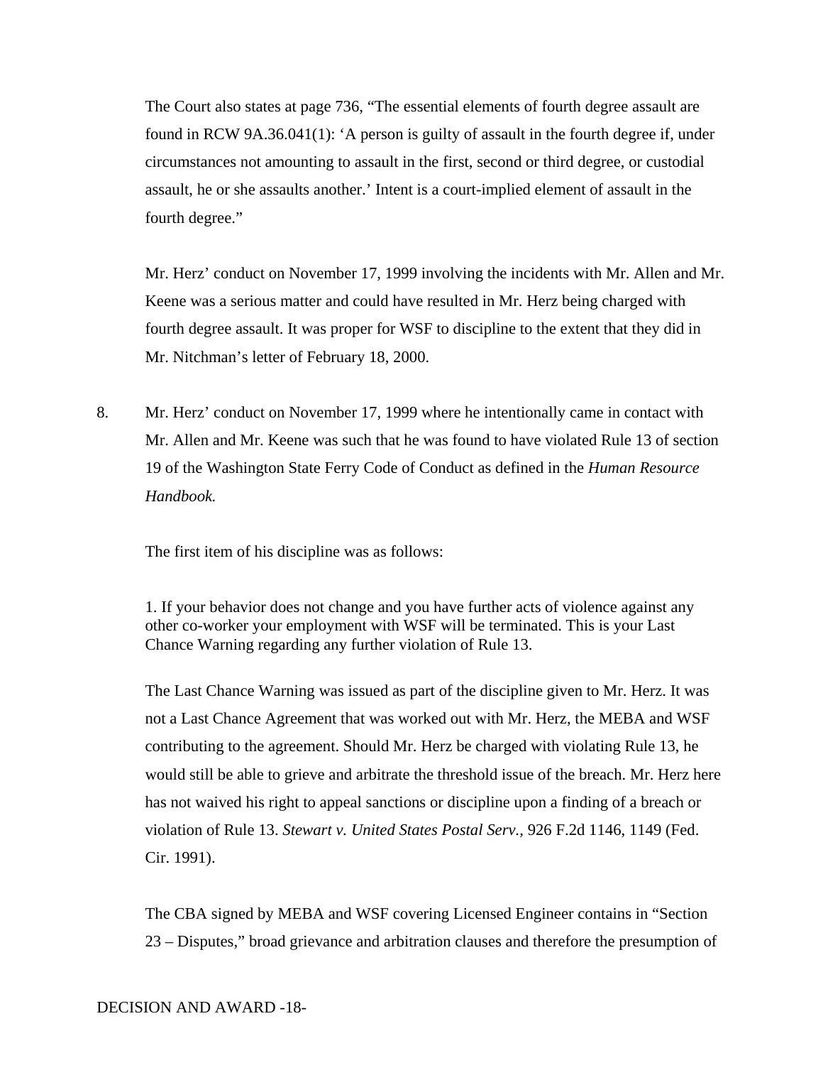The Court also states at page 736, “The essential elements of fourth degree assault are found in RCW 9A.36.041(1): ‘A person is guilty of assault in the fourth degree if, under circumstances not amounting to assault in the first, second or third degree, or custodial assault, he or she assaults another.’ Intent is a court-implied element of assault in the fourth degree.”

Mr. Herz’ conduct on November 17, 1999 involving the incidents with Mr. Allen and Mr. Keene was a serious matter and could have resulted in Mr. Herz being charged with fourth degree assault. It was proper for WSF to discipline to the extent that they did in Mr. Nitchman’s letter of February 18, 2000.

8. Mr. Herz’ conduct on November 17, 1999 where he intentionally came in contact with Mr. Allen and Mr. Keene was such that he was found to have violated Rule 13 of section 19 of the Washington State Ferry Code of Conduct as defined in the *Human Resource Handbook.*

The first item of his discipline was as follows:

1. If your behavior does not change and you have further acts of violence against any other co-worker your employment with WSF will be terminated. This is your Last Chance Warning regarding any further violation of Rule 13.

The Last Chance Warning was issued as part of the discipline given to Mr. Herz. It was not a Last Chance Agreement that was worked out with Mr. Herz, the MEBA and WSF contributing to the agreement. Should Mr. Herz be charged with violating Rule 13, he would still be able to grieve and arbitrate the threshold issue of the breach. Mr. Herz here has not waived his right to appeal sanctions or discipline upon a finding of a breach or violation of Rule 13. *Stewart v. United States Postal Serv.,* 926 F.2d 1146, 1149 (Fed. Cir. 1991).

The CBA signed by MEBA and WSF covering Licensed Engineer contains in “Section 23 – Disputes,” broad grievance and arbitration clauses and therefore the presumption of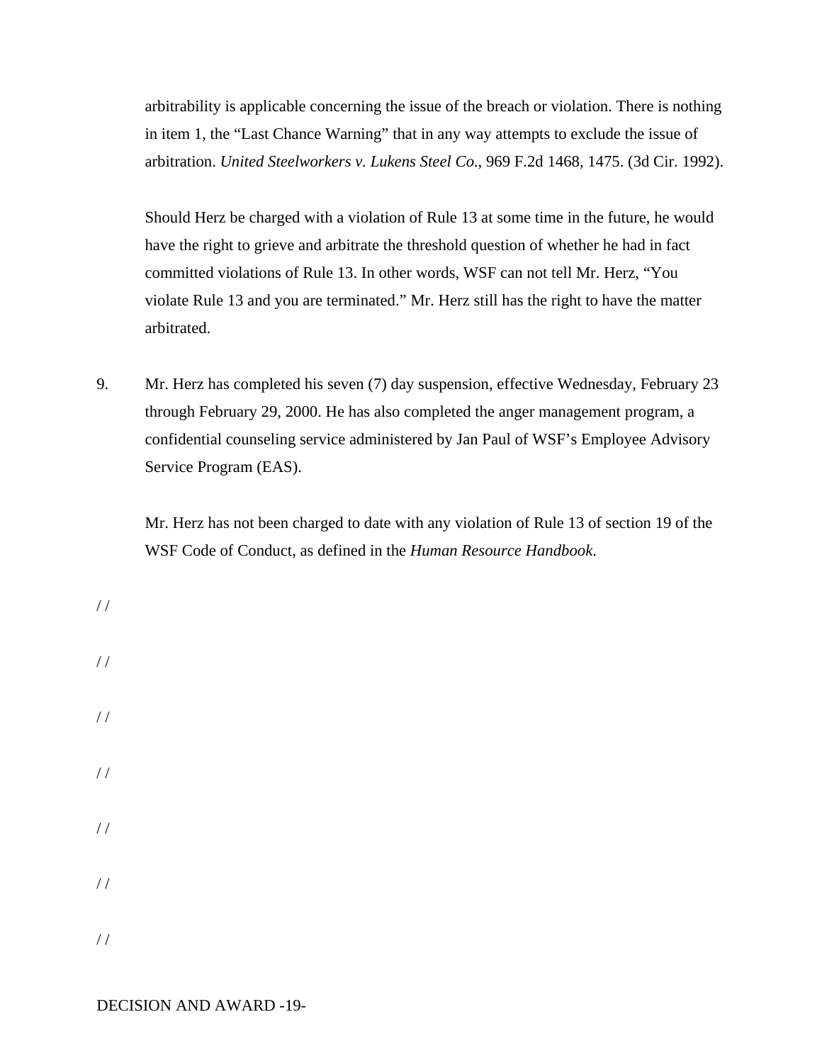arbitrability is applicable concerning the issue of the breach or violation. There is nothing in item 1, the "Last Chance Warning" that in any way attempts to exclude the issue of arbitration. *United Steelworkers v. Lukens Steel Co*., 969 F.2d 1468, 1475. (3d Cir. 1992).

Should Herz be charged with a violation of Rule 13 at some time in the future, he would have the right to grieve and arbitrate the threshold question of whether he had in fact committed violations of Rule 13. In other words, WSF can not tell Mr. Herz, "You violate Rule 13 and you are terminated." Mr. Herz still has the right to have the matter arbitrated.

9. Mr. Herz has completed his seven (7) day suspension, effective Wednesday, February 23 through February 29, 2000. He has also completed the anger management program, a confidential counseling service administered by Jan Paul of WSF's Employee Advisory Service Program (EAS).

   Mr. Herz has not been charged to date with any violation of Rule 13 of section 19 of the WSF Code of Conduct, as defined in the *Human Resource Handbook*.

/ /

/ /

/ /

/ /

/ /

/ /

/ /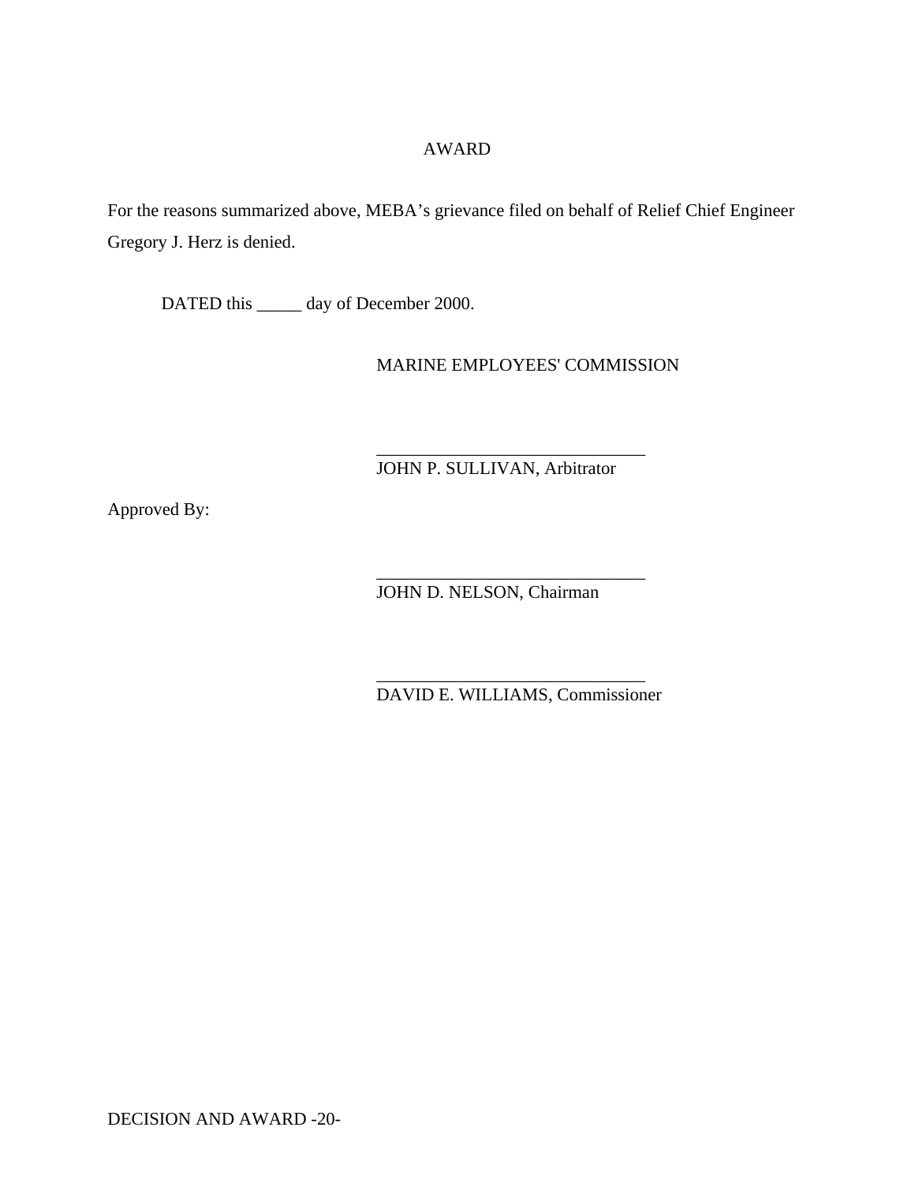## AWARD

For the reasons summarized above, MEBA's grievance filed on behalf of Relief Chief Engineer Gregory J. Herz is denied.

DATED this _____ day of December 2000.

MARINE EMPLOYEES' COMMISSION

______________________________
JOHN P. SULLIVAN, Arbitrator

Approved By:

______________________________
JOHN D. NELSON, Chairman

______________________________
DAVID E. WILLIAMS, Commissioner